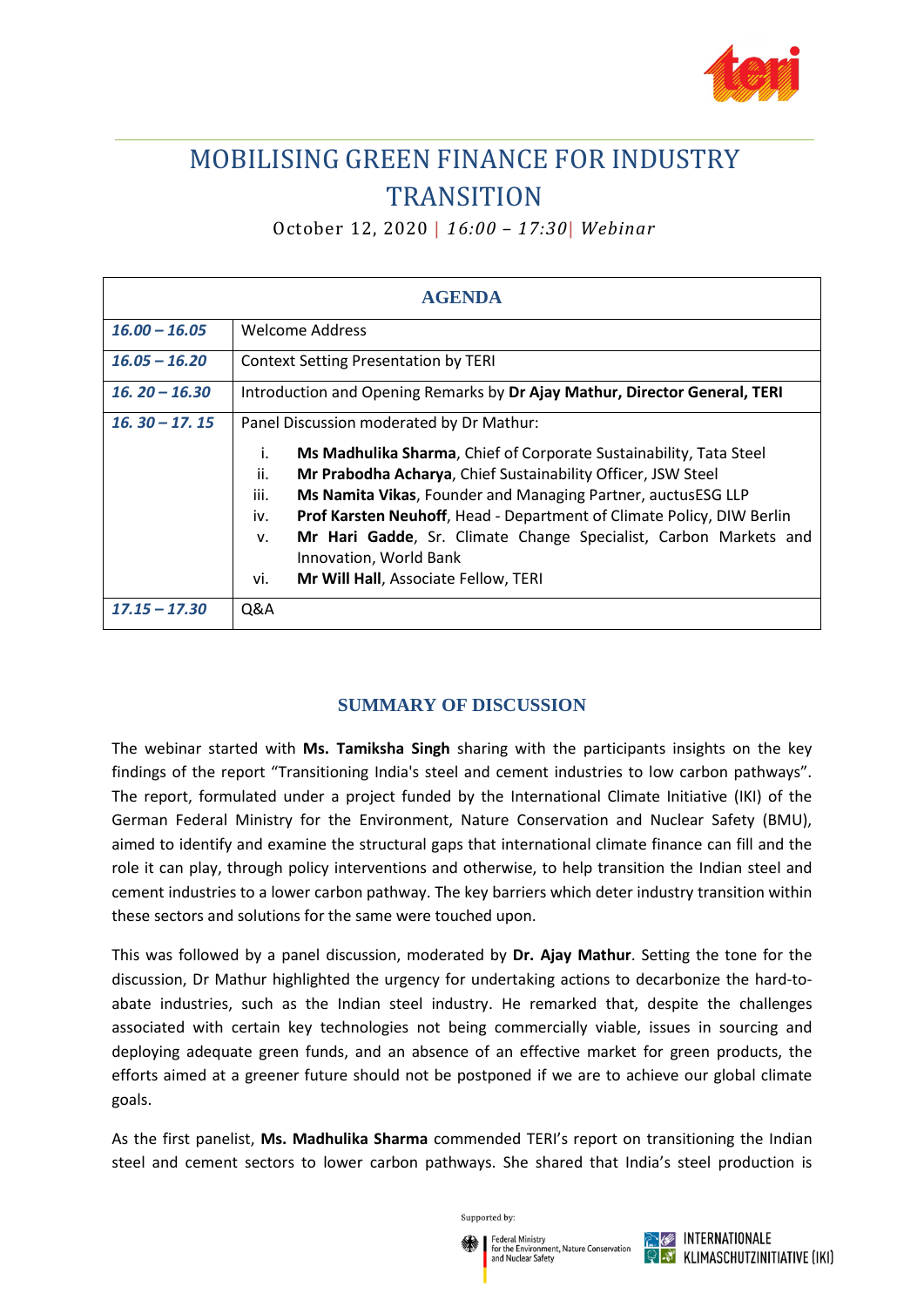# MOBILISING GREEN FINANCE FOR INDUSTRY TRANSITION

October 12, 2020 | *16:00 – 17:30*| *Webinar*

| AGENDA | |
|---|---|
| ***16.00 – 16.05*** | Welcome Address |
| ***16.05 – 16.20*** | Context Setting Presentation by TERI |
| ***16. 20 – 16.30*** | Introduction and Opening Remarks by **Dr Ajay Mathur, Director General, TERI** |
| ***16. 30 – 17. 15*** | Panel Discussion moderated by Dr Mathur:<br>i. **Ms Madhulika Sharma**, Chief of Corporate Sustainability, Tata Steel<br>ii. **Mr Prabodha Acharya**, Chief Sustainability Officer, JSW Steel<br>iii. **Ms Namita Vikas**, Founder and Managing Partner, auctusESG LLP<br>iv. **Prof Karsten Neuhoff**, Head - Department of Climate Policy, DIW Berlin<br>v. **Mr Hari Gadde**, Sr. Climate Change Specialist, Carbon Markets and Innovation, World Bank<br>vi. **Mr Will Hall**, Associate Fellow, TERI |
| ***17.15 – 17.30*** | Q&A |

## SUMMARY OF DISCUSSION

The webinar started with **Ms. Tamiksha Singh** sharing with the participants insights on the key findings of the report "Transitioning India's steel and cement industries to low carbon pathways". The report, formulated under a project funded by the International Climate Initiative (IKI) of the German Federal Ministry for the Environment, Nature Conservation and Nuclear Safety (BMU), aimed to identify and examine the structural gaps that international climate finance can fill and the role it can play, through policy interventions and otherwise, to help transition the Indian steel and cement industries to a lower carbon pathway. The key barriers which deter industry transition within these sectors and solutions for the same were touched upon.

This was followed by a panel discussion, moderated by **Dr. Ajay Mathur**. Setting the tone for the discussion, Dr Mathur highlighted the urgency for undertaking actions to decarbonize the hard-to-abate industries, such as the Indian steel industry. He remarked that, despite the challenges associated with certain key technologies not being commercially viable, issues in sourcing and deploying adequate green funds, and an absence of an effective market for green products, the efforts aimed at a greener future should not be postponed if we are to achieve our global climate goals.

As the first panelist, **Ms. Madhulika Sharma** commended TERI's report on transitioning the Indian steel and cement sectors to lower carbon pathways. She shared that India's steel production is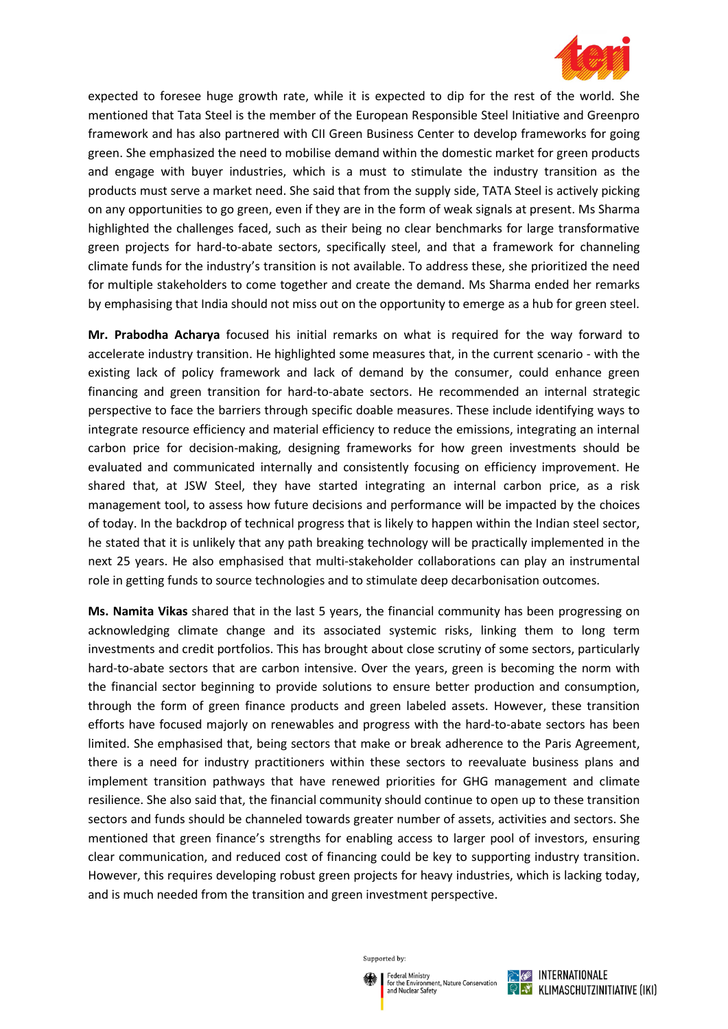expected to foresee huge growth rate, while it is expected to dip for the rest of the world. She mentioned that Tata Steel is the member of the European Responsible Steel Initiative and Greenpro framework and has also partnered with CII Green Business Center to develop frameworks for going green. She emphasized the need to mobilise demand within the domestic market for green products and engage with buyer industries, which is a must to stimulate the industry transition as the products must serve a market need. She said that from the supply side, TATA Steel is actively picking on any opportunities to go green, even if they are in the form of weak signals at present. Ms Sharma highlighted the challenges faced, such as their being no clear benchmarks for large transformative green projects for hard-to-abate sectors, specifically steel, and that a framework for channeling climate funds for the industry's transition is not available. To address these, she prioritized the need for multiple stakeholders to come together and create the demand. Ms Sharma ended her remarks by emphasising that India should not miss out on the opportunity to emerge as a hub for green steel.

**Mr. Prabodha Acharya** focused his initial remarks on what is required for the way forward to accelerate industry transition. He highlighted some measures that, in the current scenario - with the existing lack of policy framework and lack of demand by the consumer, could enhance green financing and green transition for hard-to-abate sectors. He recommended an internal strategic perspective to face the barriers through specific doable measures. These include identifying ways to integrate resource efficiency and material efficiency to reduce the emissions, integrating an internal carbon price for decision-making, designing frameworks for how green investments should be evaluated and communicated internally and consistently focusing on efficiency improvement. He shared that, at JSW Steel, they have started integrating an internal carbon price, as a risk management tool, to assess how future decisions and performance will be impacted by the choices of today. In the backdrop of technical progress that is likely to happen within the Indian steel sector, he stated that it is unlikely that any path breaking technology will be practically implemented in the next 25 years. He also emphasised that multi-stakeholder collaborations can play an instrumental role in getting funds to source technologies and to stimulate deep decarbonisation outcomes.

**Ms. Namita Vikas** shared that in the last 5 years, the financial community has been progressing on acknowledging climate change and its associated systemic risks, linking them to long term investments and credit portfolios. This has brought about close scrutiny of some sectors, particularly hard-to-abate sectors that are carbon intensive. Over the years, green is becoming the norm with the financial sector beginning to provide solutions to ensure better production and consumption, through the form of green finance products and green labeled assets. However, these transition efforts have focused majorly on renewables and progress with the hard-to-abate sectors has been limited. She emphasised that, being sectors that make or break adherence to the Paris Agreement, there is a need for industry practitioners within these sectors to reevaluate business plans and implement transition pathways that have renewed priorities for GHG management and climate resilience. She also said that, the financial community should continue to open up to these transition sectors and funds should be channeled towards greater number of assets, activities and sectors. She mentioned that green finance's strengths for enabling access to larger pool of investors, ensuring clear communication, and reduced cost of financing could be key to supporting industry transition. However, this requires developing robust green projects for heavy industries, which is lacking today, and is much needed from the transition and green investment perspective.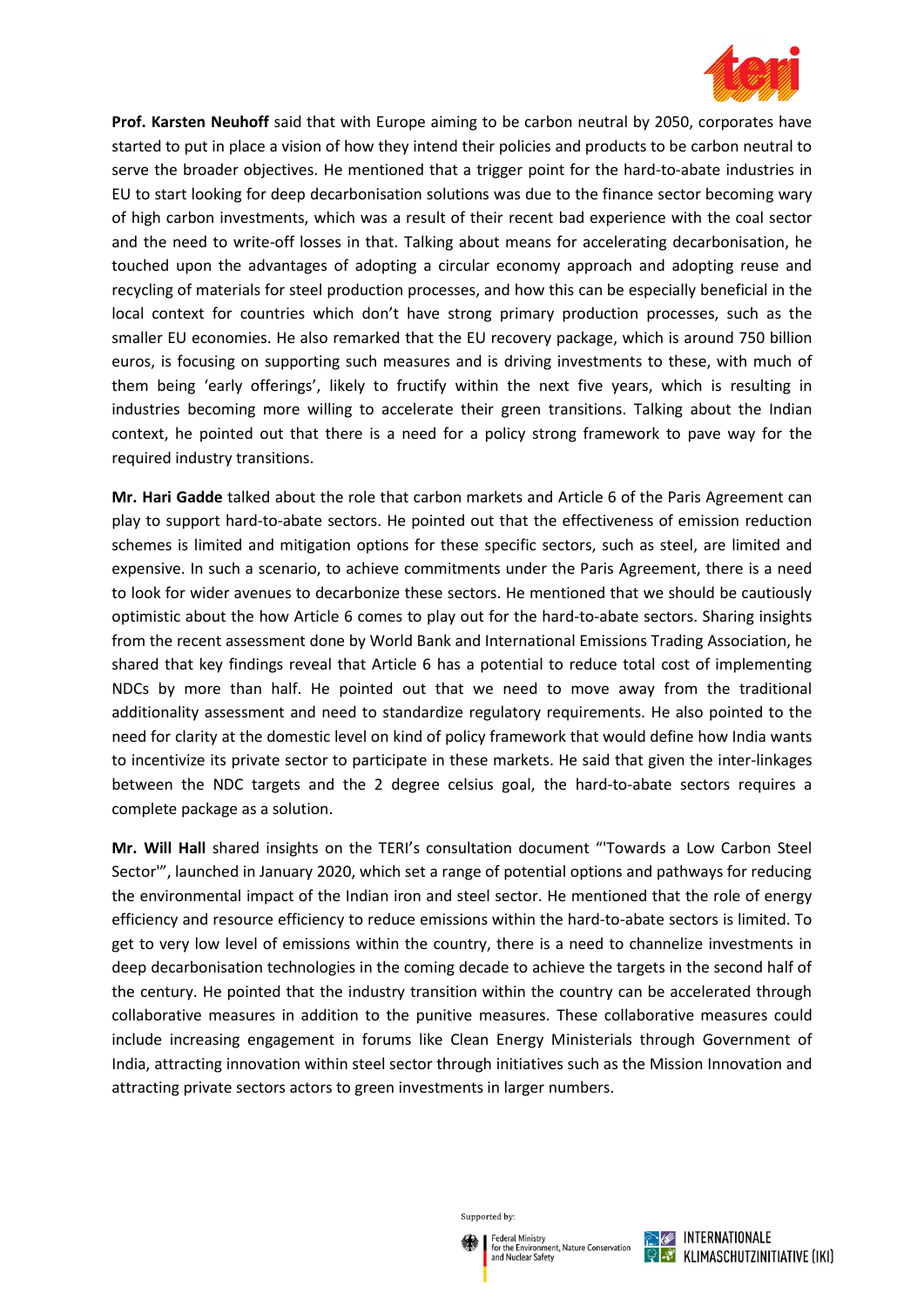**Prof. Karsten Neuhoff** said that with Europe aiming to be carbon neutral by 2050, corporates have started to put in place a vision of how they intend their policies and products to be carbon neutral to serve the broader objectives. He mentioned that a trigger point for the hard-to-abate industries in EU to start looking for deep decarbonisation solutions was due to the finance sector becoming wary of high carbon investments, which was a result of their recent bad experience with the coal sector and the need to write-off losses in that. Talking about means for accelerating decarbonisation, he touched upon the advantages of adopting a circular economy approach and adopting reuse and recycling of materials for steel production processes, and how this can be especially beneficial in the local context for countries which don't have strong primary production processes, such as the smaller EU economies. He also remarked that the EU recovery package, which is around 750 billion euros, is focusing on supporting such measures and is driving investments to these, with much of them being 'early offerings', likely to fructify within the next five years, which is resulting in industries becoming more willing to accelerate their green transitions. Talking about the Indian context, he pointed out that there is a need for a policy strong framework to pave way for the required industry transitions.

**Mr. Hari Gadde** talked about the role that carbon markets and Article 6 of the Paris Agreement can play to support hard-to-abate sectors. He pointed out that the effectiveness of emission reduction schemes is limited and mitigation options for these specific sectors, such as steel, are limited and expensive. In such a scenario, to achieve commitments under the Paris Agreement, there is a need to look for wider avenues to decarbonize these sectors. He mentioned that we should be cautiously optimistic about the how Article 6 comes to play out for the hard-to-abate sectors. Sharing insights from the recent assessment done by World Bank and International Emissions Trading Association, he shared that key findings reveal that Article 6 has a potential to reduce total cost of implementing NDCs by more than half. He pointed out that we need to move away from the traditional additionality assessment and need to standardize regulatory requirements. He also pointed to the need for clarity at the domestic level on kind of policy framework that would define how India wants to incentivize its private sector to participate in these markets. He said that given the inter-linkages between the NDC targets and the 2 degree celsius goal, the hard-to-abate sectors requires a complete package as a solution.

**Mr. Will Hall** shared insights on the TERI's consultation document "'Towards a Low Carbon Steel Sector'", launched in January 2020, which set a range of potential options and pathways for reducing the environmental impact of the Indian iron and steel sector. He mentioned that the role of energy efficiency and resource efficiency to reduce emissions within the hard-to-abate sectors is limited. To get to very low level of emissions within the country, there is a need to channelize investments in deep decarbonisation technologies in the coming decade to achieve the targets in the second half of the century. He pointed that the industry transition within the country can be accelerated through collaborative measures in addition to the punitive measures. These collaborative measures could include increasing engagement in forums like Clean Energy Ministerials through Government of India, attracting innovation within steel sector through initiatives such as the Mission Innovation and attracting private sectors actors to green investments in larger numbers.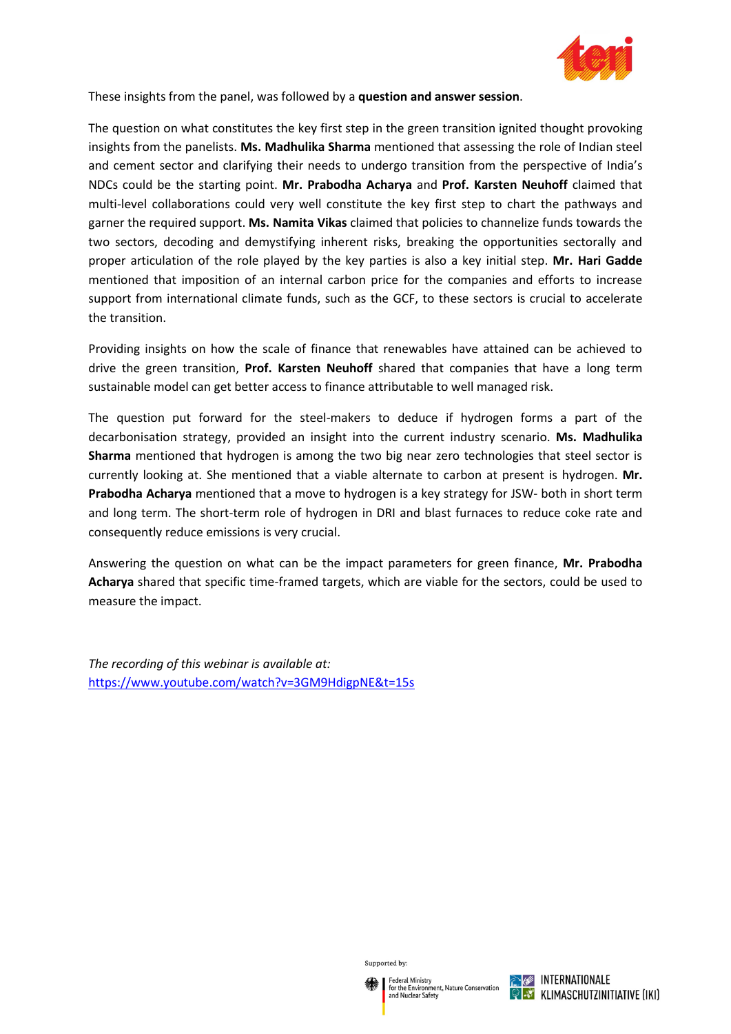These insights from the panel, was followed by a **question and answer session**.

The question on what constitutes the key first step in the green transition ignited thought provoking insights from the panelists. **Ms. Madhulika Sharma** mentioned that assessing the role of Indian steel and cement sector and clarifying their needs to undergo transition from the perspective of India's NDCs could be the starting point. **Mr. Prabodha Acharya** and **Prof. Karsten Neuhoff** claimed that multi-level collaborations could very well constitute the key first step to chart the pathways and garner the required support. **Ms. Namita Vikas** claimed that policies to channelize funds towards the two sectors, decoding and demystifying inherent risks, breaking the opportunities sectorally and proper articulation of the role played by the key parties is also a key initial step. **Mr. Hari Gadde** mentioned that imposition of an internal carbon price for the companies and efforts to increase support from international climate funds, such as the GCF, to these sectors is crucial to accelerate the transition.

Providing insights on how the scale of finance that renewables have attained can be achieved to drive the green transition, **Prof. Karsten Neuhoff** shared that companies that have a long term sustainable model can get better access to finance attributable to well managed risk.

The question put forward for the steel-makers to deduce if hydrogen forms a part of the decarbonisation strategy, provided an insight into the current industry scenario. **Ms. Madhulika Sharma** mentioned that hydrogen is among the two big near zero technologies that steel sector is currently looking at. She mentioned that a viable alternate to carbon at present is hydrogen. **Mr. Prabodha Acharya** mentioned that a move to hydrogen is a key strategy for JSW- both in short term and long term. The short-term role of hydrogen in DRI and blast furnaces to reduce coke rate and consequently reduce emissions is very crucial.

Answering the question on what can be the impact parameters for green finance, **Mr. Prabodha Acharya** shared that specific time-framed targets, which are viable for the sectors, could be used to measure the impact.

*The recording of this webinar is available at:*
https://www.youtube.com/watch?v=3GM9HdigpNE&t=15s

Supported by:

Federal Ministry for the Environment, Nature Conservation and Nuclear Safety

INTERNATIONALE KLIMASCHUTZINITIATIVE (IKI)